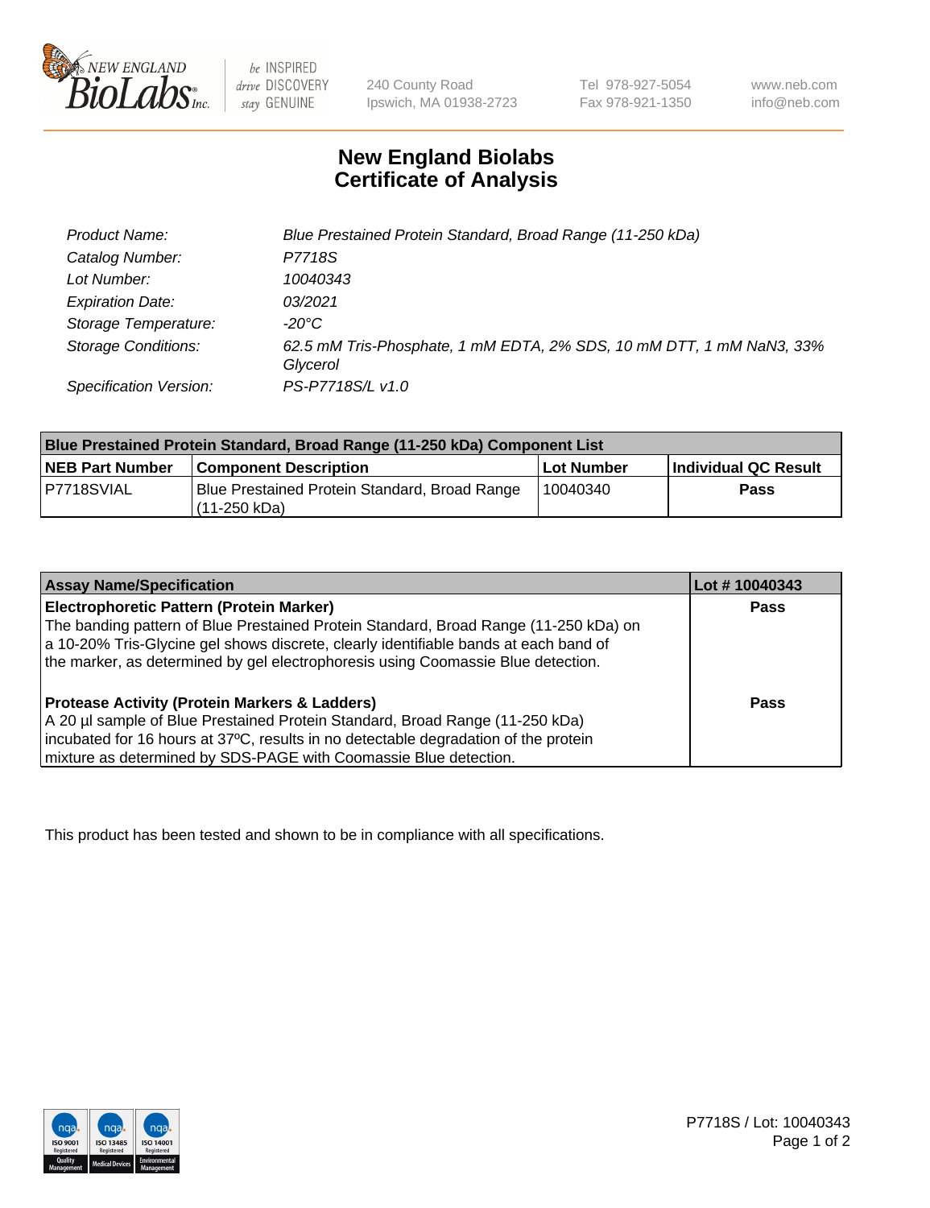New England Biolabs Inc. — be INSPIRED, drive DISCOVERY, stay GENUINE

240 County Road
Ipswich, MA 01938-2723

Tel 978-927-5054
Fax 978-921-1350

www.neb.com
info@neb.com

# New England Biolabs
# Certificate of Analysis

| | |
|---|---|
| *Product Name:* | *Blue Prestained Protein Standard, Broad Range (11-250 kDa)* |
| *Catalog Number:* | *P7718S* |
| *Lot Number:* | *10040343* |
| *Expiration Date:* | *03/2021* |
| *Storage Temperature:* | *-20°C* |
| *Storage Conditions:* | *62.5 mM Tris-Phosphate, 1 mM EDTA, 2% SDS, 10 mM DTT, 1 mM NaN3, 33% Glycerol* |
| *Specification Version:* | *PS-P7718S/L v1.0* |

| Blue Prestained Protein Standard, Broad Range (11-250 kDa) Component List | | | |
|---|---|---|---|
| **NEB Part Number** | **Component Description** | **Lot Number** | **Individual QC Result** |
| P7718SVIAL | Blue Prestained Protein Standard, Broad Range (11-250 kDa) | 10040340 | **Pass** |

| Assay Name/Specification | Lot # 10040343 |
|---|---|
| **Electrophoretic Pattern (Protein Marker)**<br>The banding pattern of Blue Prestained Protein Standard, Broad Range (11-250 kDa) on a 10-20% Tris-Glycine gel shows discrete, clearly identifiable bands at each band of the marker, as determined by gel electrophoresis using Coomassie Blue detection. | **Pass** |
| **Protease Activity (Protein Markers & Ladders)**<br>A 20 µl sample of Blue Prestained Protein Standard, Broad Range (11-250 kDa) incubated for 16 hours at 37ºC, results in no detectable degradation of the protein mixture as determined by SDS-PAGE with Coomassie Blue detection. | **Pass** |

This product has been tested and shown to be in compliance with all specifications.

P7718S / Lot: 10040343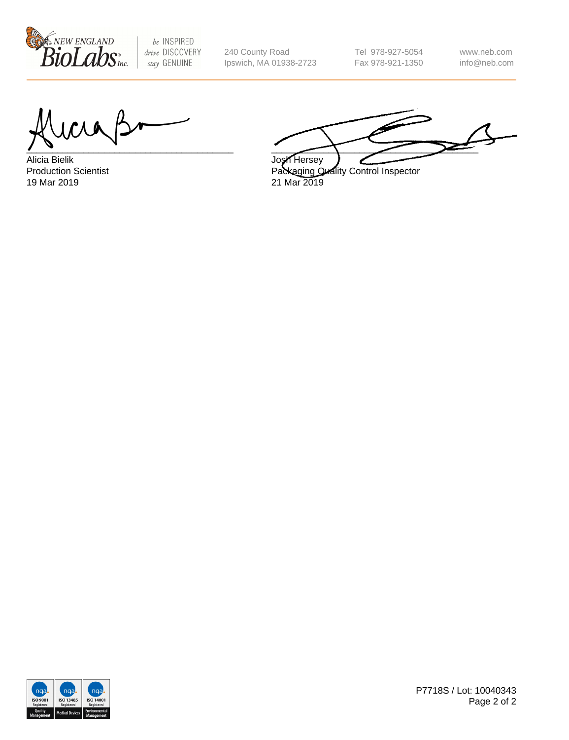Alicia Bielik
Production Scientist
19 Mar 2019

Josh Hersey
Packaging Quality Control Inspector
21 Mar 2019

P7718S / Lot: 10040343